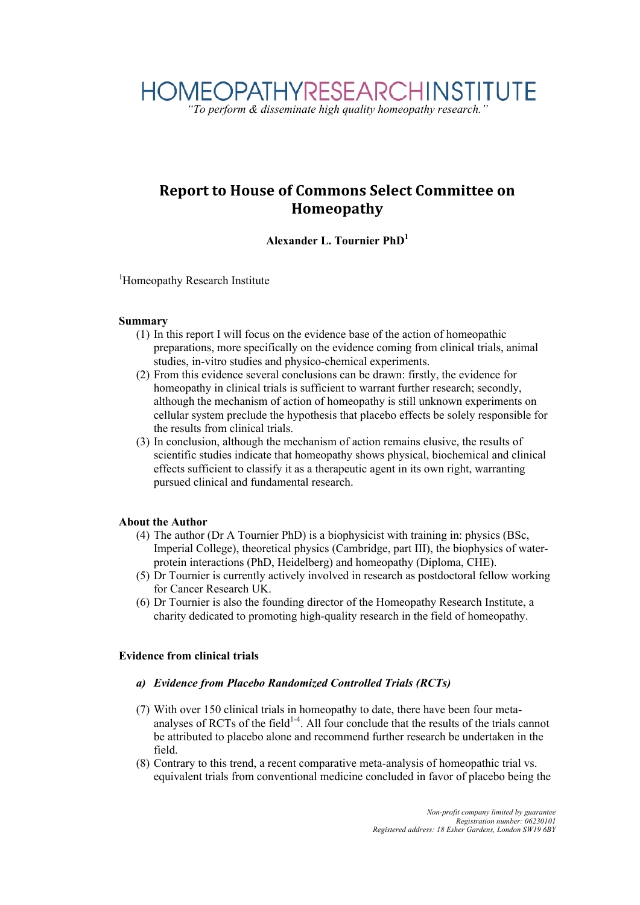HOMEOPATHYRESEARCHINSTITUTE

*"To perform & disseminate high quality homeopathy research."*

# Report to House of Commons Select Committee on Homeopathy

**Alexander L. Tournier PhD[1]**

[1]Homeopathy Research Institute

### Summary

(1) In this report I will focus on the evidence base of the action of homeopathic preparations, more specifically on the evidence coming from clinical trials, animal studies, in-vitro studies and physico-chemical experiments.

(2) From this evidence several conclusions can be drawn: firstly, the evidence for homeopathy in clinical trials is sufficient to warrant further research; secondly, although the mechanism of action of homeopathy is still unknown experiments on cellular system preclude the hypothesis that placebo effects be solely responsible for the results from clinical trials.

(3) In conclusion, although the mechanism of action remains elusive, the results of scientific studies indicate that homeopathy shows physical, biochemical and clinical effects sufficient to classify it as a therapeutic agent in its own right, warranting pursued clinical and fundamental research.

### About the Author

(4) The author (Dr A Tournier PhD) is a biophysicist with training in: physics (BSc, Imperial College), theoretical physics (Cambridge, part III), the biophysics of water-protein interactions (PhD, Heidelberg) and homeopathy (Diploma, CHE).

(5) Dr Tournier is currently actively involved in research as postdoctoral fellow working for Cancer Research UK.

(6) Dr Tournier is also the founding director of the Homeopathy Research Institute, a charity dedicated to promoting high-quality research in the field of homeopathy.

### Evidence from clinical trials

#### *a) Evidence from Placebo Randomized Controlled Trials (RCTs)*

(7) With over 150 clinical trials in homeopathy to date, there have been four meta-analyses of RCTs of the field[1-4]. All four conclude that the results of the trials cannot be attributed to placebo alone and recommend further research be undertaken in the field.

(8) Contrary to this trend, a recent comparative meta-analysis of homeopathic trial vs. equivalent trials from conventional medicine concluded in favor of placebo being the

*Non-profit company limited by guarantee*
*Registration number: 06230101*
*Registered address: 18 Esher Gardens, London SW19 6BY*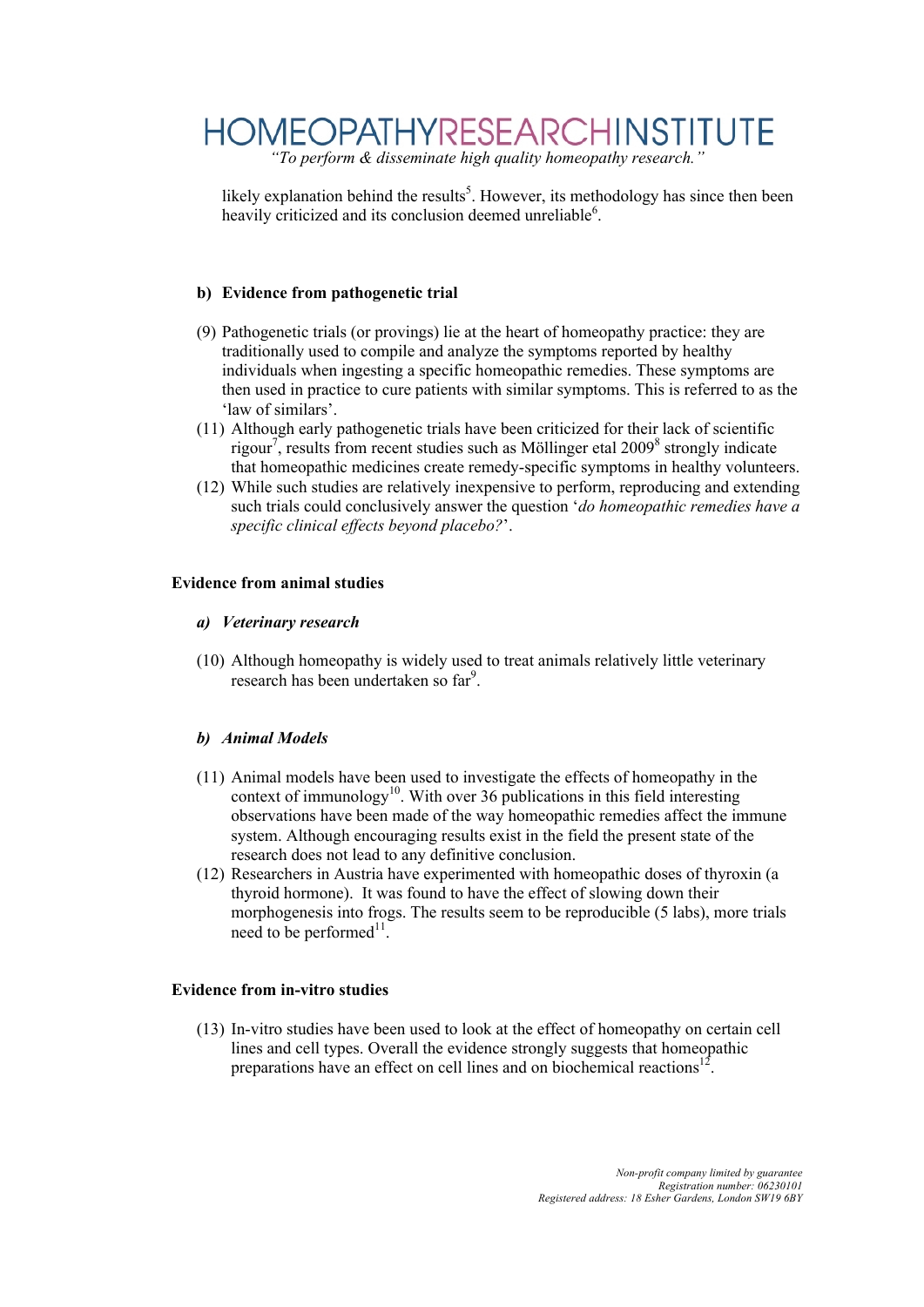likely explanation behind the results[5]. However, its methodology has since then been heavily criticized and its conclusion deemed unreliable[6].

**b) Evidence from pathogenetic trial**

(9) Pathogenetic trials (or provings) lie at the heart of homeopathy practice: they are traditionally used to compile and analyze the symptoms reported by healthy individuals when ingesting a specific homeopathic remedies. These symptoms are then used in practice to cure patients with similar symptoms. This is referred to as the 'law of similars'.

(11) Although early pathogenetic trials have been criticized for their lack of scientific rigour[7], results from recent studies such as Möllinger etal 2009[8] strongly indicate that homeopathic medicines create remedy-specific symptoms in healthy volunteers.

(12) While such studies are relatively inexpensive to perform, reproducing and extending such trials could conclusively answer the question '*do homeopathic remedies have a specific clinical effects beyond placebo?*'.

**Evidence from animal studies**

***a) Veterinary research***

(10) Although homeopathy is widely used to treat animals relatively little veterinary research has been undertaken so far[9].

***b) Animal Models***

(11) Animal models have been used to investigate the effects of homeopathy in the context of immunology[10]. With over 36 publications in this field interesting observations have been made of the way homeopathic remedies affect the immune system. Although encouraging results exist in the field the present state of the research does not lead to any definitive conclusion.

(12) Researchers in Austria have experimented with homeopathic doses of thyroxin (a thyroid hormone). It was found to have the effect of slowing down their morphogenesis into frogs. The results seem to be reproducible (5 labs), more trials need to be performed[11].

**Evidence from in-vitro studies**

(13) In-vitro studies have been used to look at the effect of homeopathy on certain cell lines and cell types. Overall the evidence strongly suggests that homeopathic preparations have an effect on cell lines and on biochemical reactions[12].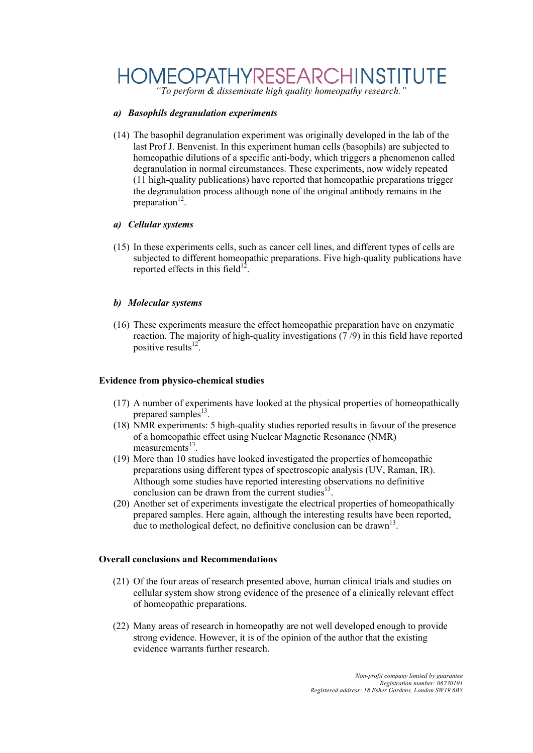*a) Basophils degranulation experiments*

(14) The basophil degranulation experiment was originally developed in the lab of the last Prof J. Benvenist. In this experiment human cells (basophils) are subjected to homeopathic dilutions of a specific anti-body, which triggers a phenomenon called degranulation in normal circumstances. These experiments, now widely repeated (11 high-quality publications) have reported that homeopathic preparations trigger the degranulation process although none of the original antibody remains in the preparation[12].

*a) Cellular systems*

(15) In these experiments cells, such as cancer cell lines, and different types of cells are subjected to different homeopathic preparations. Five high-quality publications have reported effects in this field[12].

*b) Molecular systems*

(16) These experiments measure the effect homeopathic preparation have on enzymatic reaction. The majority of high-quality investigations (7 /9) in this field have reported positive results[12].

**Evidence from physico-chemical studies**

(17) A number of experiments have looked at the physical properties of homeopathically prepared samples[13].
(18) NMR experiments: 5 high-quality studies reported results in favour of the presence of a homeopathic effect using Nuclear Magnetic Resonance (NMR) measurements[13].
(19) More than 10 studies have looked investigated the properties of homeopathic preparations using different types of spectroscopic analysis (UV, Raman, IR). Although some studies have reported interesting observations no definitive conclusion can be drawn from the current studies[13].
(20) Another set of experiments investigate the electrical properties of homeopathically prepared samples. Here again, although the interesting results have been reported, due to methological defect, no definitive conclusion can be drawn[13].

**Overall conclusions and Recommendations**

(21) Of the four areas of research presented above, human clinical trials and studies on cellular system show strong evidence of the presence of a clinically relevant effect of homeopathic preparations.

(22) Many areas of research in homeopathy are not well developed enough to provide strong evidence. However, it is of the opinion of the author that the existing evidence warrants further research.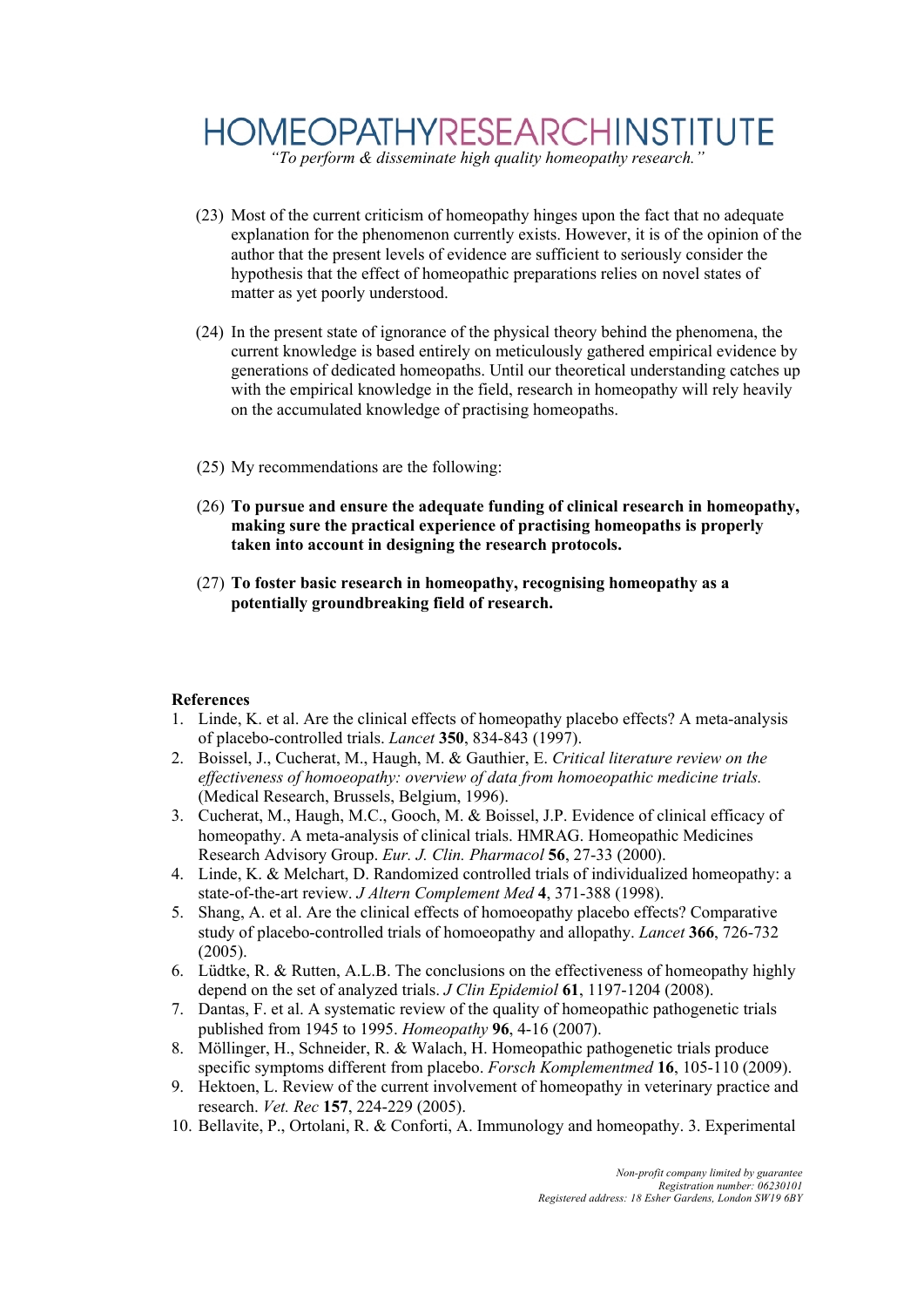(23) Most of the current criticism of homeopathy hinges upon the fact that no adequate explanation for the phenomenon currently exists. However, it is of the opinion of the author that the present levels of evidence are sufficient to seriously consider the hypothesis that the effect of homeopathic preparations relies on novel states of matter as yet poorly understood.

(24) In the present state of ignorance of the physical theory behind the phenomena, the current knowledge is based entirely on meticulously gathered empirical evidence by generations of dedicated homeopaths. Until our theoretical understanding catches up with the empirical knowledge in the field, research in homeopathy will rely heavily on the accumulated knowledge of practising homeopaths.

(25) My recommendations are the following:

(26) **To pursue and ensure the adequate funding of clinical research in homeopathy, making sure the practical experience of practising homeopaths is properly taken into account in designing the research protocols.**

(27) **To foster basic research in homeopathy, recognising homeopathy as a potentially groundbreaking field of research.**

**References**

1. Linde, K. et al. Are the clinical effects of homeopathy placebo effects? A meta-analysis of placebo-controlled trials. *Lancet* **350**, 834-843 (1997).
2. Boissel, J., Cucherat, M., Haugh, M. & Gauthier, E. *Critical literature review on the effectiveness of homoeopathy: overview of data from homoeopathic medicine trials.* (Medical Research, Brussels, Belgium, 1996).
3. Cucherat, M., Haugh, M.C., Gooch, M. & Boissel, J.P. Evidence of clinical efficacy of homeopathy. A meta-analysis of clinical trials. HMRAG. Homeopathic Medicines Research Advisory Group. *Eur. J. Clin. Pharmacol* **56**, 27-33 (2000).
4. Linde, K. & Melchart, D. Randomized controlled trials of individualized homeopathy: a state-of-the-art review. *J Altern Complement Med* **4**, 371-388 (1998).
5. Shang, A. et al. Are the clinical effects of homoeopathy placebo effects? Comparative study of placebo-controlled trials of homoeopathy and allopathy. *Lancet* **366**, 726-732 (2005).
6. Lüdtke, R. & Rutten, A.L.B. The conclusions on the effectiveness of homeopathy highly depend on the set of analyzed trials. *J Clin Epidemiol* **61**, 1197-1204 (2008).
7. Dantas, F. et al. A systematic review of the quality of homeopathic pathogenetic trials published from 1945 to 1995. *Homeopathy* **96**, 4-16 (2007).
8. Möllinger, H., Schneider, R. & Walach, H. Homeopathic pathogenetic trials produce specific symptoms different from placebo. *Forsch Komplementmed* **16**, 105-110 (2009).
9. Hektoen, L. Review of the current involvement of homeopathy in veterinary practice and research. *Vet. Rec* **157**, 224-229 (2005).
10. Bellavite, P., Ortolani, R. & Conforti, A. Immunology and homeopathy. 3. Experimental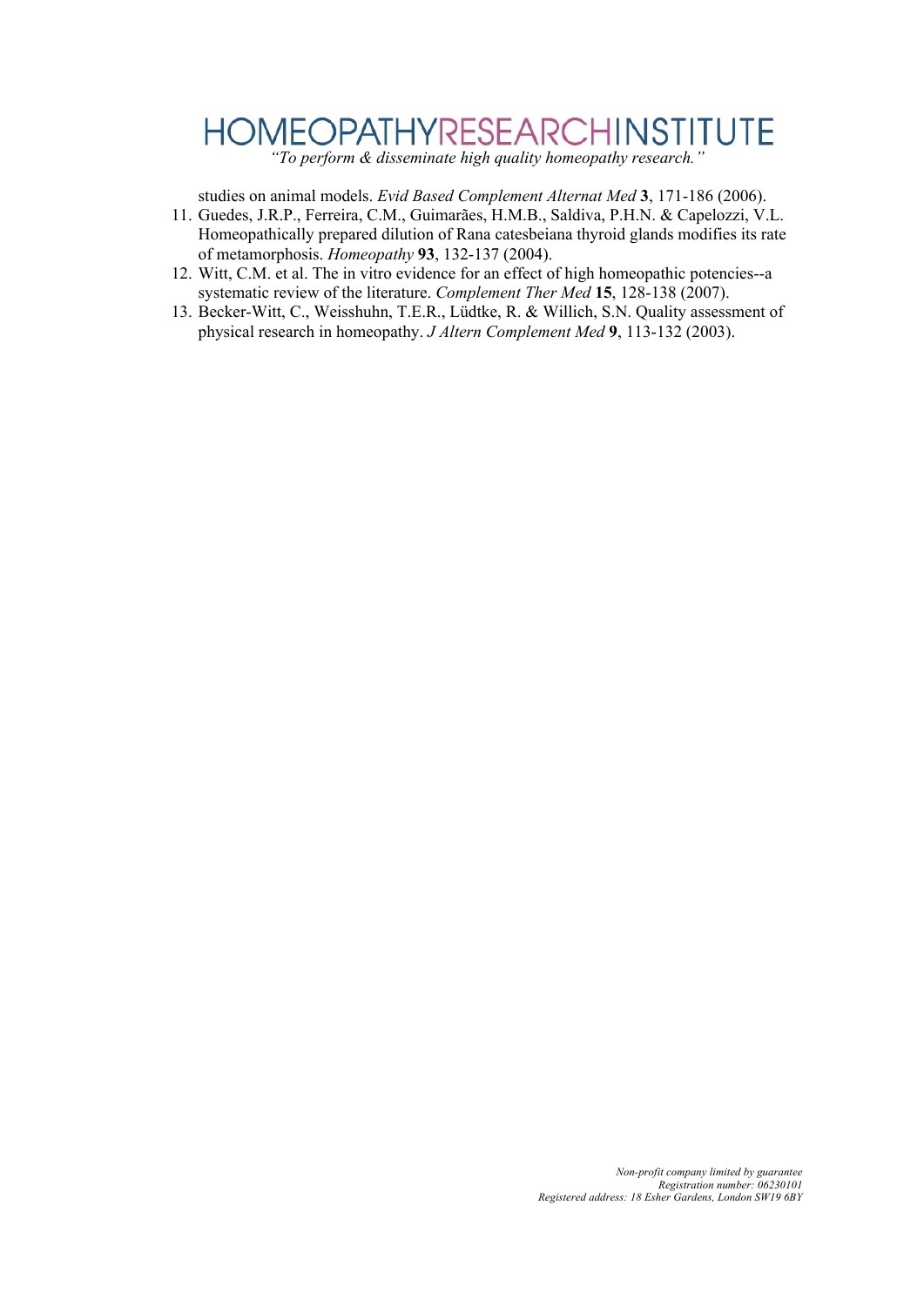studies on animal models. *Evid Based Complement Alternat Med* **3**, 171-186 (2006).

11. Guedes, J.R.P., Ferreira, C.M., Guimarães, H.M.B., Saldiva, P.H.N. & Capelozzi, V.L. Homeopathically prepared dilution of Rana catesbeiana thyroid glands modifies its rate of metamorphosis. *Homeopathy* **93**, 132-137 (2004).
12. Witt, C.M. et al. The in vitro evidence for an effect of high homeopathic potencies--a systematic review of the literature. *Complement Ther Med* **15**, 128-138 (2007).
13. Becker-Witt, C., Weisshuhn, T.E.R., Lüdtke, R. & Willich, S.N. Quality assessment of physical research in homeopathy. *J Altern Complement Med* **9**, 113-132 (2003).